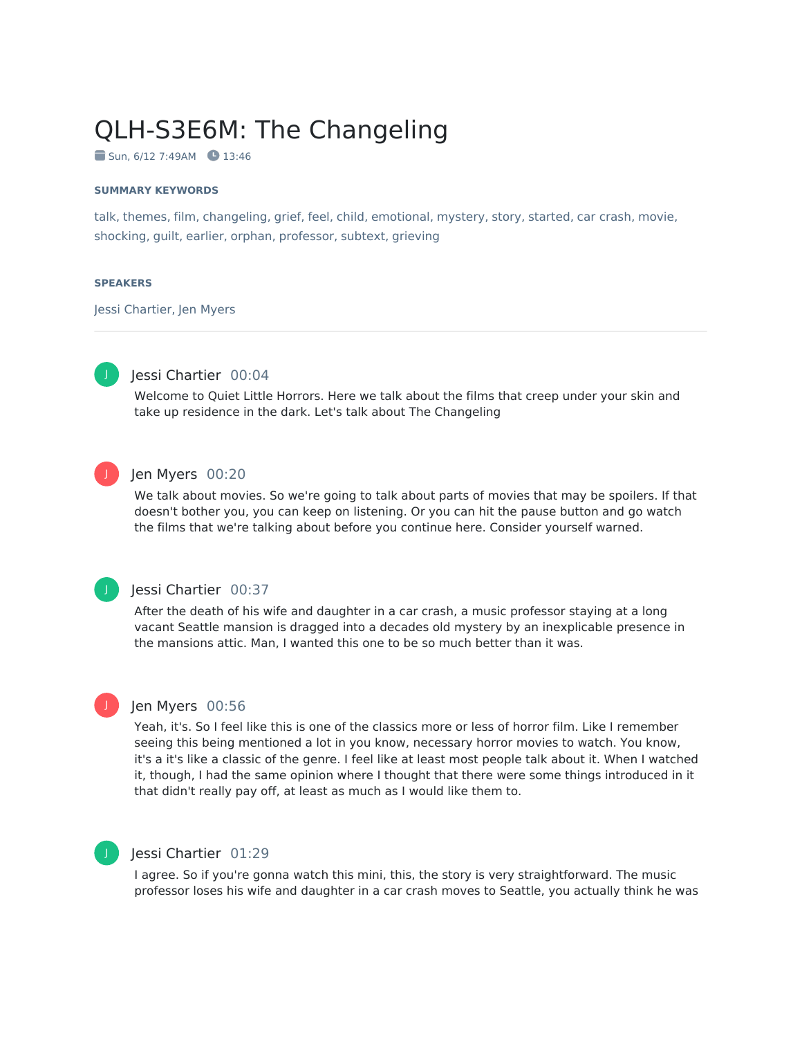# QLH-S3E6M: The Changeling

Sun, 6/12 7:49AM 13:46

**SUMMARY KEYWORDS**

talk, themes, film, changeling, grief, feel, child, emotional, mystery, story, started, car crash, movie, shocking, guilt, earlier, orphan, professor, subtext, grieving

**SPEAKERS**

Jessi Chartier, Jen Myers

---

**Jessi Chartier** 00:04

Welcome to Quiet Little Horrors. Here we talk about the films that creep under your skin and take up residence in the dark. Let's talk about The Changeling

**Jen Myers** 00:20

We talk about movies. So we're going to talk about parts of movies that may be spoilers. If that doesn't bother you, you can keep on listening. Or you can hit the pause button and go watch the films that we're talking about before you continue here. Consider yourself warned.

**Jessi Chartier** 00:37

After the death of his wife and daughter in a car crash, a music professor staying at a long vacant Seattle mansion is dragged into a decades old mystery by an inexplicable presence in the mansions attic. Man, I wanted this one to be so much better than it was.

**Jen Myers** 00:56

Yeah, it's. So I feel like this is one of the classics more or less of horror film. Like I remember seeing this being mentioned a lot in you know, necessary horror movies to watch. You know, it's a it's like a classic of the genre. I feel like at least most people talk about it. When I watched it, though, I had the same opinion where I thought that there were some things introduced in it that didn't really pay off, at least as much as I would like them to.

**Jessi Chartier** 01:29

I agree. So if you're gonna watch this mini, this, the story is very straightforward. The music professor loses his wife and daughter in a car crash moves to Seattle, you actually think he was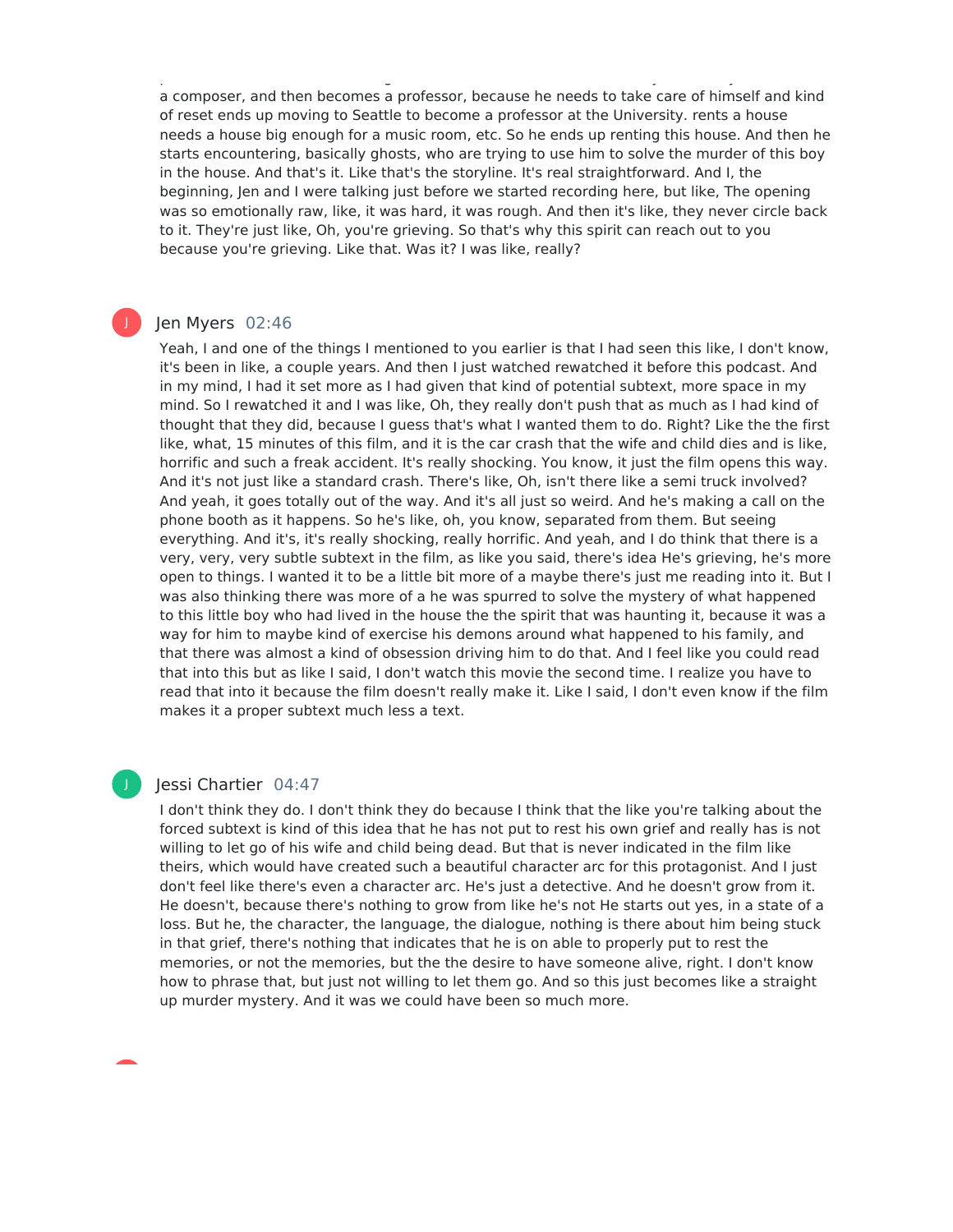a composer, and then becomes a professor, because he needs to take care of himself and kind of reset ends up moving to Seattle to become a professor at the University. rents a house needs a house big enough for a music room, etc. So he ends up renting this house. And then he starts encountering, basically ghosts, who are trying to use him to solve the murder of this boy in the house. And that's it. Like that's the storyline. It's real straightforward. And I, the beginning, Jen and I were talking just before we started recording here, but like, The opening was so emotionally raw, like, it was hard, it was rough. And then it's like, they never circle back to it. They're just like, Oh, you're grieving. So that's why this spirit can reach out to you because you're grieving. Like that. Was it? I was like, really?

Jen Myers 02:46

Yeah, I and one of the things I mentioned to you earlier is that I had seen this like, I don't know, it's been in like, a couple years. And then I just watched rewatched it before this podcast. And in my mind, I had it set more as I had given that kind of potential subtext, more space in my mind. So I rewatched it and I was like, Oh, they really don't push that as much as I had kind of thought that they did, because I guess that's what I wanted them to do. Right? Like the the first like, what, 15 minutes of this film, and it is the car crash that the wife and child dies and is like, horrific and such a freak accident. It's really shocking. You know, it just the film opens this way. And it's not just like a standard crash. There's like, Oh, isn't there like a semi truck involved? And yeah, it goes totally out of the way. And it's all just so weird. And he's making a call on the phone booth as it happens. So he's like, oh, you know, separated from them. But seeing everything. And it's, it's really shocking, really horrific. And yeah, and I do think that there is a very, very, very subtle subtext in the film, as like you said, there's idea He's grieving, he's more open to things. I wanted it to be a little bit more of a maybe there's just me reading into it. But I was also thinking there was more of a he was spurred to solve the mystery of what happened to this little boy who had lived in the house the the spirit that was haunting it, because it was a way for him to maybe kind of exercise his demons around what happened to his family, and that there was almost a kind of obsession driving him to do that. And I feel like you could read that into this but as like I said, I don't watch this movie the second time. I realize you have to read that into it because the film doesn't really make it. Like I said, I don't even know if the film makes it a proper subtext much less a text.

Jessi Chartier 04:47

I don't think they do. I don't think they do because I think that the like you're talking about the forced subtext is kind of this idea that he has not put to rest his own grief and really has is not willing to let go of his wife and child being dead. But that is never indicated in the film like theirs, which would have created such a beautiful character arc for this protagonist. And I just don't feel like there's even a character arc. He's just a detective. And he doesn't grow from it. He doesn't, because there's nothing to grow from like he's not He starts out yes, in a state of a loss. But he, the character, the language, the dialogue, nothing is there about him being stuck in that grief, there's nothing that indicates that he is on able to properly put to rest the memories, or not the memories, but the the desire to have someone alive, right. I don't know how to phrase that, but just not willing to let them go. And so this just becomes like a straight up murder mystery. And it was we could have been so much more.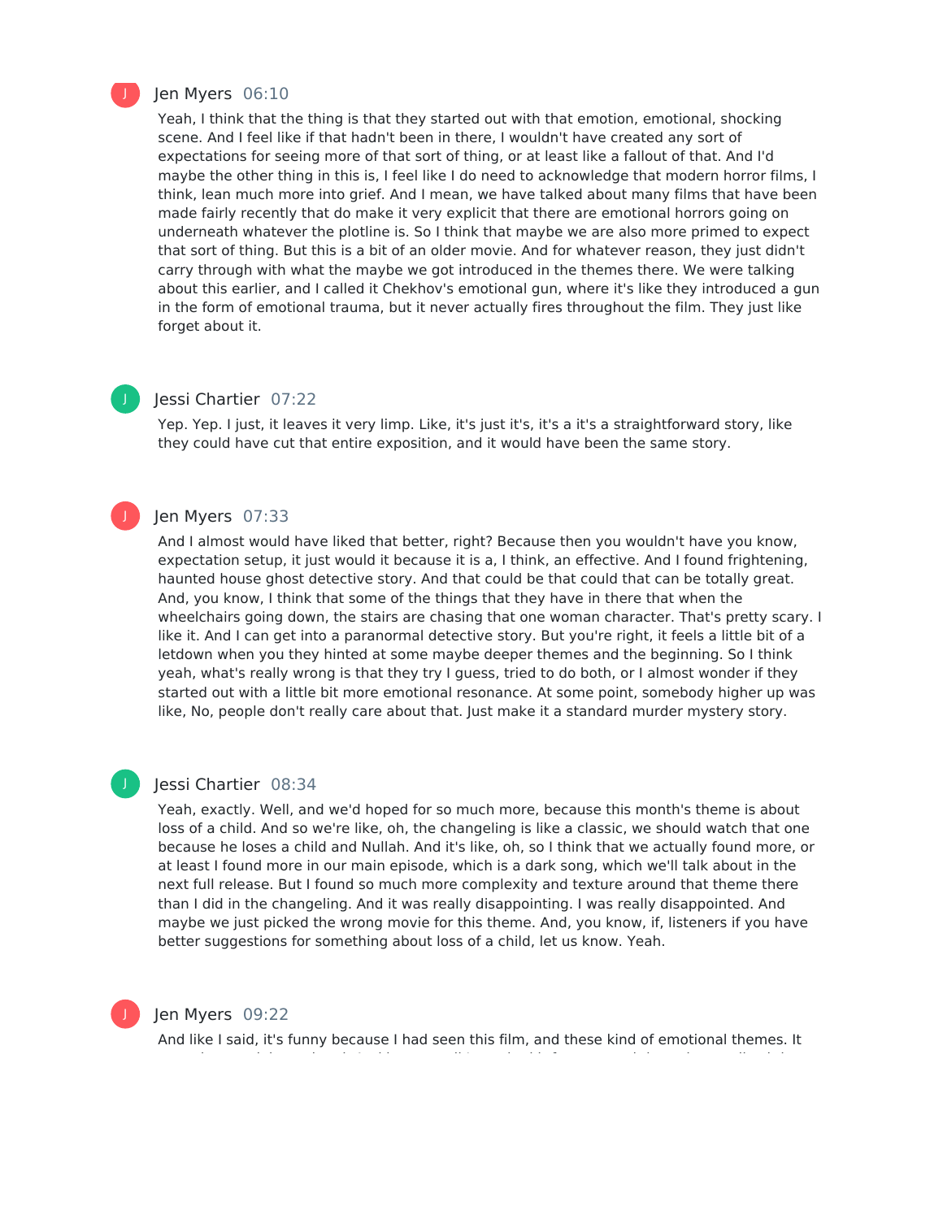**Jen Myers** 06:10

Yeah, I think that the thing is that they started out with that emotion, emotional, shocking scene. And I feel like if that hadn't been in there, I wouldn't have created any sort of expectations for seeing more of that sort of thing, or at least like a fallout of that. And I'd maybe the other thing in this is, I feel like I do need to acknowledge that modern horror films, I think, lean much more into grief. And I mean, we have talked about many films that have been made fairly recently that do make it very explicit that there are emotional horrors going on underneath whatever the plotline is. So I think that maybe we are also more primed to expect that sort of thing. But this is a bit of an older movie. And for whatever reason, they just didn't carry through with what the maybe we got introduced in the themes there. We were talking about this earlier, and I called it Chekhov's emotional gun, where it's like they introduced a gun in the form of emotional trauma, but it never actually fires throughout the film. They just like forget about it.

**Jessi Chartier** 07:22

Yep. Yep. I just, it leaves it very limp. Like, it's just it's, it's a it's a straightforward story, like they could have cut that entire exposition, and it would have been the same story.

**Jen Myers** 07:33

And I almost would have liked that better, right? Because then you wouldn't have you know, expectation setup, it just would it because it is a, I think, an effective. And I found frightening, haunted house ghost detective story. And that could be that could that can be totally great. And, you know, I think that some of the things that they have in there that when the wheelchairs going down, the stairs are chasing that one woman character. That's pretty scary. I like it. And I can get into a paranormal detective story. But you're right, it feels a little bit of a letdown when you they hinted at some maybe deeper themes and the beginning. So I think yeah, what's really wrong is that they try I guess, tried to do both, or I almost wonder if they started out with a little bit more emotional resonance. At some point, somebody higher up was like, No, people don't really care about that. Just make it a standard murder mystery story.

**Jessi Chartier** 08:34

Yeah, exactly. Well, and we'd hoped for so much more, because this month's theme is about loss of a child. And so we're like, oh, the changeling is like a classic, we should watch that one because he loses a child and Nullah. And it's like, oh, so I think that we actually found more, or at least I found more in our main episode, which is a dark song, which we'll talk about in the next full release. But I found so much more complexity and texture around that theme there than I did in the changeling. And it was really disappointing. I was really disappointed. And maybe we just picked the wrong movie for this theme. And, you know, if, listeners if you have better suggestions for something about loss of a child, let us know. Yeah.

**Jen Myers** 09:22

And like I said, it's funny because I had seen this film, and these kind of emotional themes. It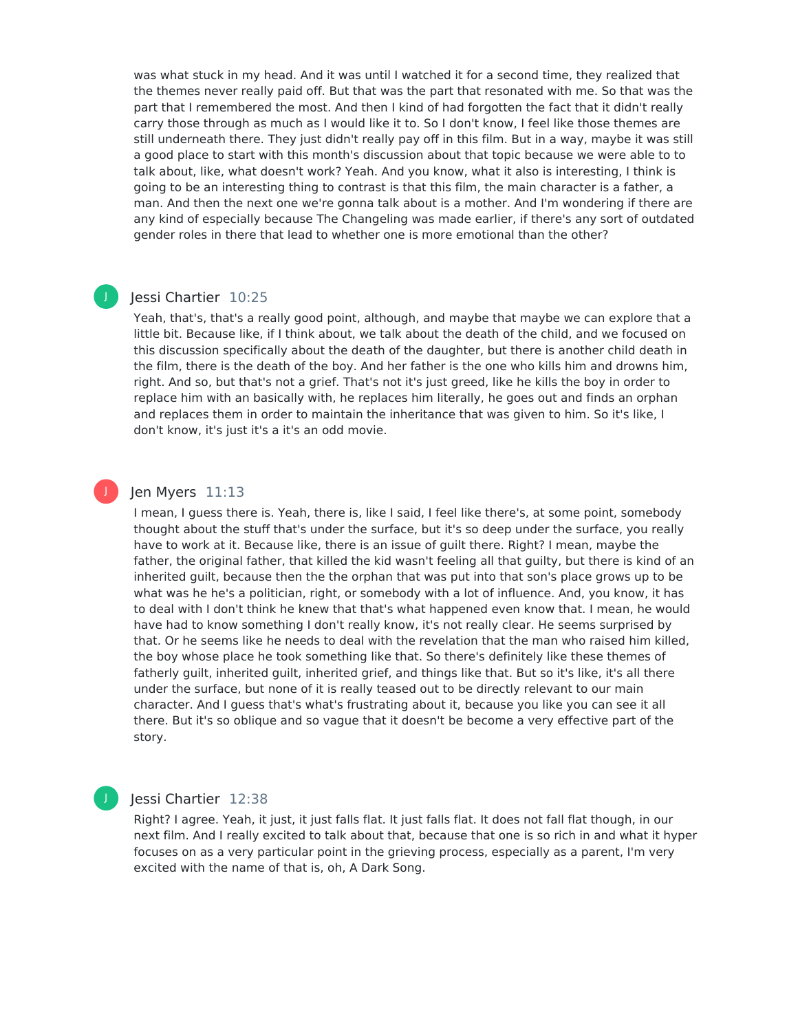was what stuck in my head. And it was until I watched it for a second time, they realized that the themes never really paid off. But that was the part that resonated with me. So that was the part that I remembered the most. And then I kind of had forgotten the fact that it didn't really carry those through as much as I would like it to. So I don't know, I feel like those themes are still underneath there. They just didn't really pay off in this film. But in a way, maybe it was still a good place to start with this month's discussion about that topic because we were able to to talk about, like, what doesn't work? Yeah. And you know, what it also is interesting, I think is going to be an interesting thing to contrast is that this film, the main character is a father, a man. And then the next one we're gonna talk about is a mother. And I'm wondering if there are any kind of especially because The Changeling was made earlier, if there's any sort of outdated gender roles in there that lead to whether one is more emotional than the other?

**Jessi Chartier** 10:25

Yeah, that's, that's a really good point, although, and maybe that maybe we can explore that a little bit. Because like, if I think about, we talk about the death of the child, and we focused on this discussion specifically about the death of the daughter, but there is another child death in the film, there is the death of the boy. And her father is the one who kills him and drowns him, right. And so, but that's not a grief. That's not it's just greed, like he kills the boy in order to replace him with an basically with, he replaces him literally, he goes out and finds an orphan and replaces them in order to maintain the inheritance that was given to him. So it's like, I don't know, it's just it's a it's an odd movie.

**Jen Myers** 11:13

I mean, I guess there is. Yeah, there is, like I said, I feel like there's, at some point, somebody thought about the stuff that's under the surface, but it's so deep under the surface, you really have to work at it. Because like, there is an issue of guilt there. Right? I mean, maybe the father, the original father, that killed the kid wasn't feeling all that guilty, but there is kind of an inherited guilt, because then the the orphan that was put into that son's place grows up to be what was he he's a politician, right, or somebody with a lot of influence. And, you know, it has to deal with I don't think he knew that that's what happened even know that. I mean, he would have had to know something I don't really know, it's not really clear. He seems surprised by that. Or he seems like he needs to deal with the revelation that the man who raised him killed, the boy whose place he took something like that. So there's definitely like these themes of fatherly guilt, inherited guilt, inherited grief, and things like that. But so it's like, it's all there under the surface, but none of it is really teased out to be directly relevant to our main character. And I guess that's what's frustrating about it, because you like you can see it all there. But it's so oblique and so vague that it doesn't be become a very effective part of the story.

**Jessi Chartier** 12:38

Right? I agree. Yeah, it just, it just falls flat. It just falls flat. It does not fall flat though, in our next film. And I really excited to talk about that, because that one is so rich in and what it hyper focuses on as a very particular point in the grieving process, especially as a parent, I'm very excited with the name of that is, oh, A Dark Song.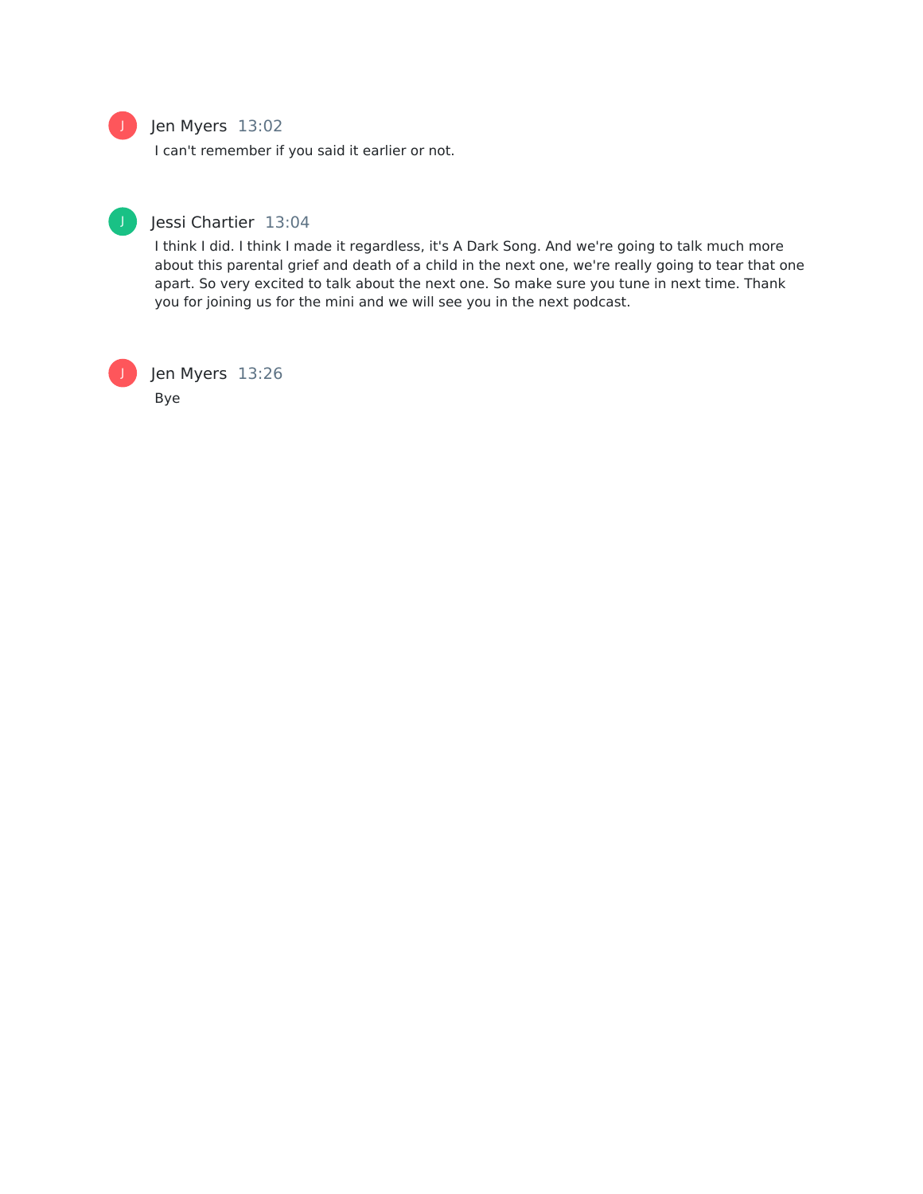J Jen Myers 13:02

I can't remember if you said it earlier or not.

J Jessi Chartier 13:04

I think I did. I think I made it regardless, it's A Dark Song. And we're going to talk much more about this parental grief and death of a child in the next one, we're really going to tear that one apart. So very excited to talk about the next one. So make sure you tune in next time. Thank you for joining us for the mini and we will see you in the next podcast.

J Jen Myers 13:26

Bye